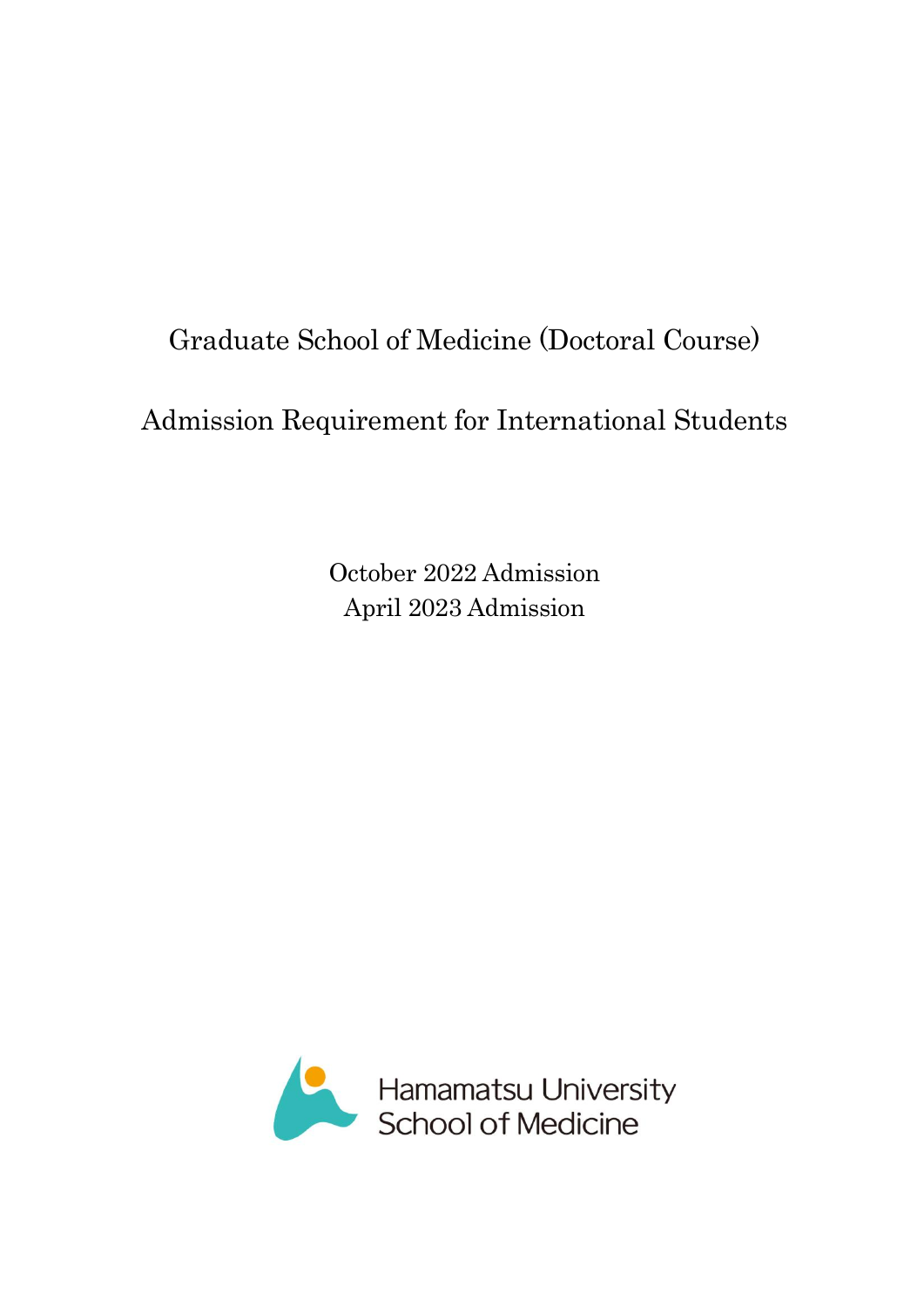# Graduate School of Medicine (Doctoral Course)

# Admission Requirement for International Students

October 2022 Admission
April 2023 Admission

Hamamatsu University
School of Medicine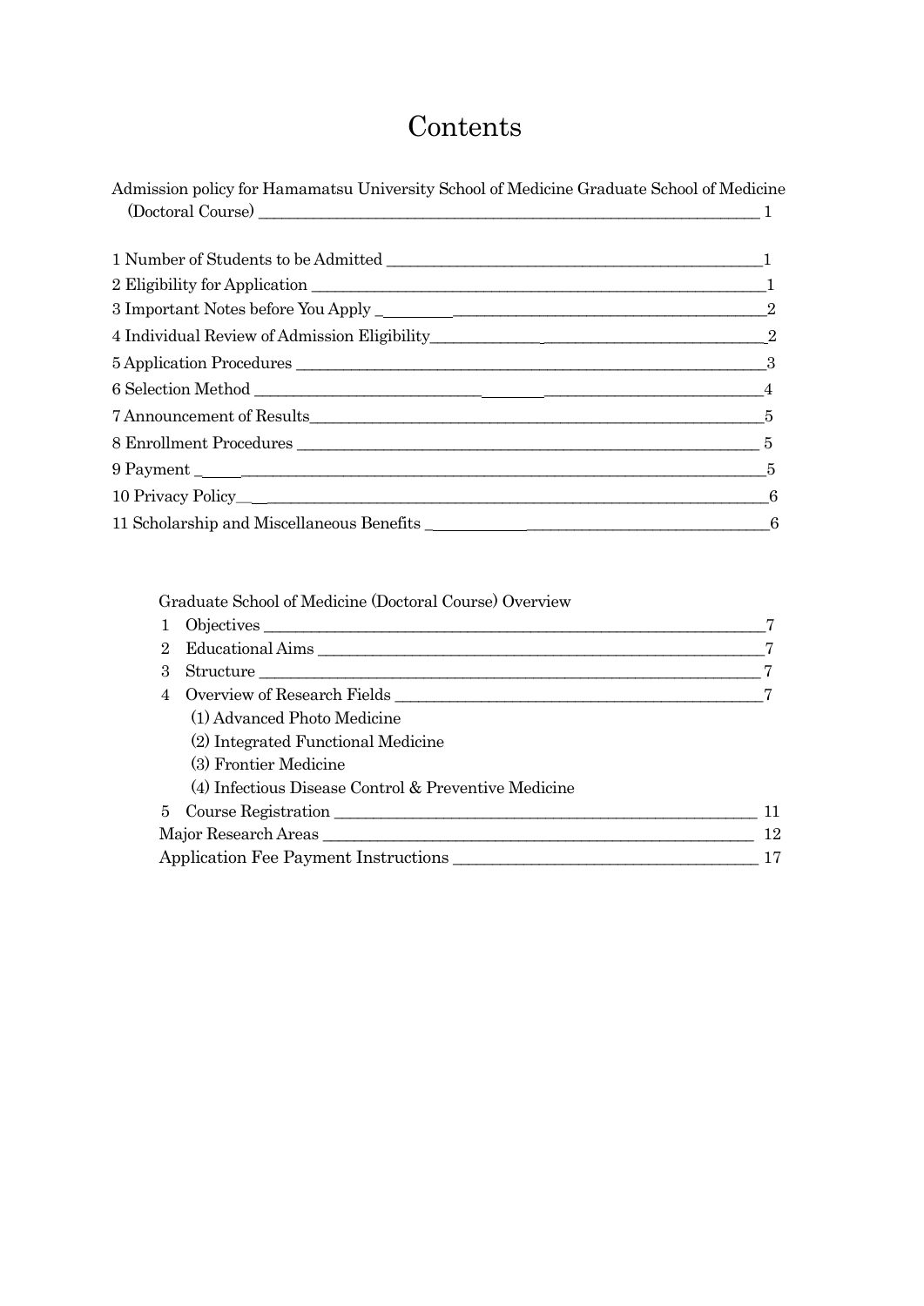# Contents

Admission policy for Hamamatsu University School of Medicine Graduate School of Medicine (Doctoral Course) ........ 1

1 Number of Students to be Admitted ........ 1
2 Eligibility for Application ........ 1
3 Important Notes before You Apply ........ 2
4 Individual Review of Admission Eligibility ........ 2
5 Application Procedures ........ 3
6 Selection Method ........ 4
7 Announcement of Results ........ 5
8 Enrollment Procedures ........ 5
9 Payment ........ 5
10 Privacy Policy ........ 6
11 Scholarship and Miscellaneous Benefits ........ 6

Graduate School of Medicine (Doctoral Course) Overview

1 Objectives ........ 7
2 Educational Aims ........ 7
3 Structure ........ 7
4 Overview of Research Fields ........ 7
   (1) Advanced Photo Medicine
   (2) Integrated Functional Medicine
   (3) Frontier Medicine
   (4) Infectious Disease Control & Preventive Medicine
5 Course Registration ........ 11

Major Research Areas ........ 12
Application Fee Payment Instructions ........ 17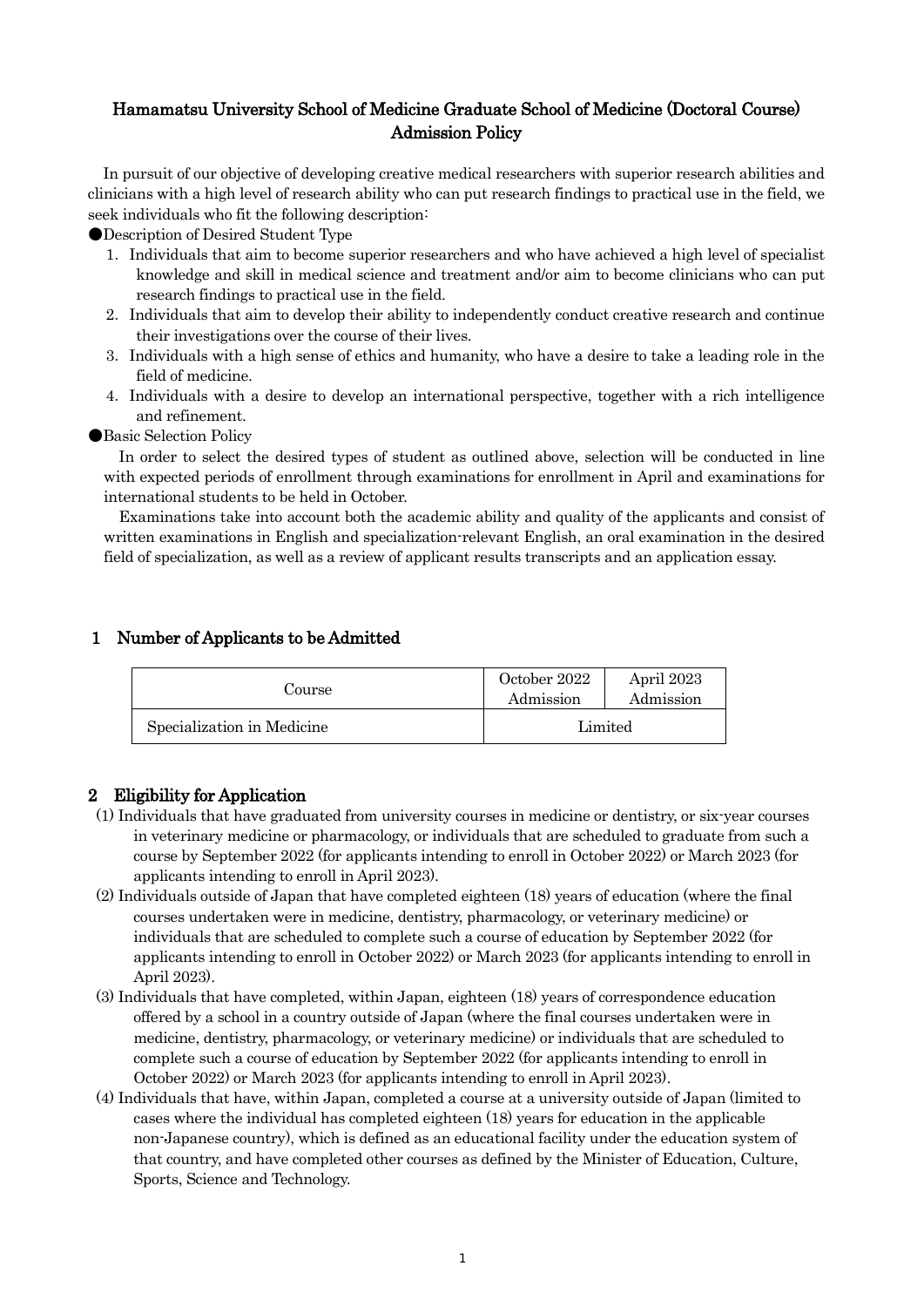# Hamamatsu University School of Medicine Graduate School of Medicine (Doctoral Course) Admission Policy

In pursuit of our objective of developing creative medical researchers with superior research abilities and clinicians with a high level of research ability who can put research findings to practical use in the field, we seek individuals who fit the following description:

●Description of Desired Student Type

1. Individuals that aim to become superior researchers and who have achieved a high level of specialist knowledge and skill in medical science and treatment and/or aim to become clinicians who can put research findings to practical use in the field.
2. Individuals that aim to develop their ability to independently conduct creative research and continue their investigations over the course of their lives.
3. Individuals with a high sense of ethics and humanity, who have a desire to take a leading role in the field of medicine.
4. Individuals with a desire to develop an international perspective, together with a rich intelligence and refinement.

●Basic Selection Policy

In order to select the desired types of student as outlined above, selection will be conducted in line with expected periods of enrollment through examinations for enrollment in April and examinations for international students to be held in October.

Examinations take into account both the academic ability and quality of the applicants and consist of written examinations in English and specialization-relevant English, an oral examination in the desired field of specialization, as well as a review of applicant results transcripts and an application essay.

## 1 Number of Applicants to be Admitted

| Course | October 2022 Admission | April 2023 Admission |
|---|---|---|
| Specialization in Medicine | Limited | |

## 2 Eligibility for Application

(1) Individuals that have graduated from university courses in medicine or dentistry, or six-year courses in veterinary medicine or pharmacology, or individuals that are scheduled to graduate from such a course by September 2022 (for applicants intending to enroll in October 2022) or March 2023 (for applicants intending to enroll in April 2023).

(2) Individuals outside of Japan that have completed eighteen (18) years of education (where the final courses undertaken were in medicine, dentistry, pharmacology, or veterinary medicine) or individuals that are scheduled to complete such a course of education by September 2022 (for applicants intending to enroll in October 2022) or March 2023 (for applicants intending to enroll in April 2023).

(3) Individuals that have completed, within Japan, eighteen (18) years of correspondence education offered by a school in a country outside of Japan (where the final courses undertaken were in medicine, dentistry, pharmacology, or veterinary medicine) or individuals that are scheduled to complete such a course of education by September 2022 (for applicants intending to enroll in October 2022) or March 2023 (for applicants intending to enroll in April 2023).

(4) Individuals that have, within Japan, completed a course at a university outside of Japan (limited to cases where the individual has completed eighteen (18) years for education in the applicable non-Japanese country), which is defined as an educational facility under the education system of that country, and have completed other courses as defined by the Minister of Education, Culture, Sports, Science and Technology.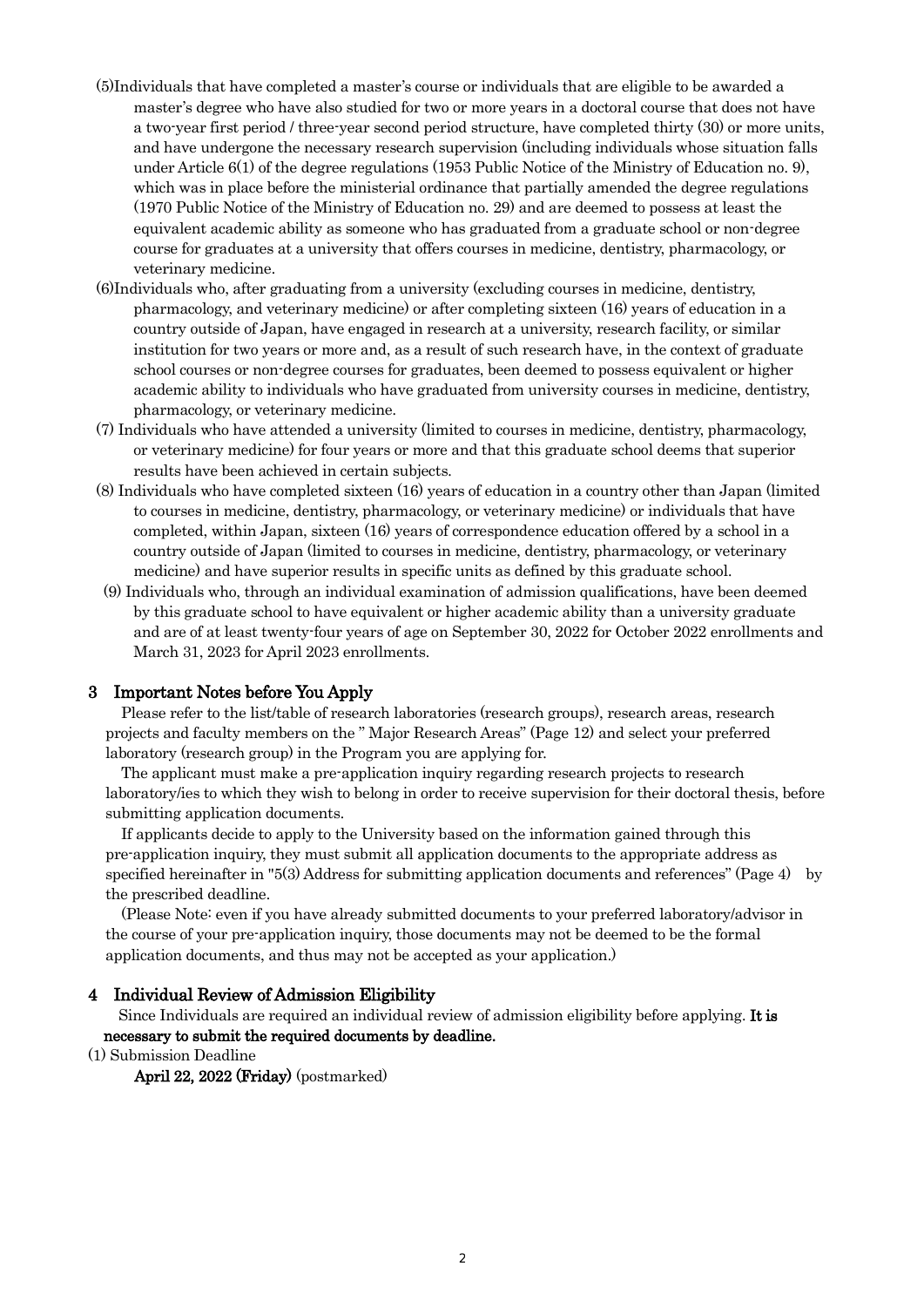(5)Individuals that have completed a master's course or individuals that are eligible to be awarded a master's degree who have also studied for two or more years in a doctoral course that does not have a two-year first period / three-year second period structure, have completed thirty (30) or more units, and have undergone the necessary research supervision (including individuals whose situation falls under Article 6(1) of the degree regulations (1953 Public Notice of the Ministry of Education no. 9), which was in place before the ministerial ordinance that partially amended the degree regulations (1970 Public Notice of the Ministry of Education no. 29) and are deemed to possess at least the equivalent academic ability as someone who has graduated from a graduate school or non-degree course for graduates at a university that offers courses in medicine, dentistry, pharmacology, or veterinary medicine.

(6)Individuals who, after graduating from a university (excluding courses in medicine, dentistry, pharmacology, and veterinary medicine) or after completing sixteen (16) years of education in a country outside of Japan, have engaged in research at a university, research facility, or similar institution for two years or more and, as a result of such research have, in the context of graduate school courses or non-degree courses for graduates, been deemed to possess equivalent or higher academic ability to individuals who have graduated from university courses in medicine, dentistry, pharmacology, or veterinary medicine.

(7) Individuals who have attended a university (limited to courses in medicine, dentistry, pharmacology, or veterinary medicine) for four years or more and that this graduate school deems that superior results have been achieved in certain subjects.

(8) Individuals who have completed sixteen (16) years of education in a country other than Japan (limited to courses in medicine, dentistry, pharmacology, or veterinary medicine) or individuals that have completed, within Japan, sixteen (16) years of correspondence education offered by a school in a country outside of Japan (limited to courses in medicine, dentistry, pharmacology, or veterinary medicine) and have superior results in specific units as defined by this graduate school.

(9) Individuals who, through an individual examination of admission qualifications, have been deemed by this graduate school to have equivalent or higher academic ability than a university graduate and are of at least twenty-four years of age on September 30, 2022 for October 2022 enrollments and March 31, 2023 for April 2023 enrollments.

## 3 Important Notes before You Apply

Please refer to the list/table of research laboratories (research groups), research areas, research projects and faculty members on the " Major Research Areas" (Page 12) and select your preferred laboratory (research group) in the Program you are applying for.

The applicant must make a pre-application inquiry regarding research projects to research laboratory/ies to which they wish to belong in order to receive supervision for their doctoral thesis, before submitting application documents.

If applicants decide to apply to the University based on the information gained through this pre-application inquiry, they must submit all application documents to the appropriate address as specified hereinafter in "5(3) Address for submitting application documents and references" (Page 4) by the prescribed deadline.

(Please Note: even if you have already submitted documents to your preferred laboratory/advisor in the course of your pre-application inquiry, those documents may not be deemed to be the formal application documents, and thus may not be accepted as your application.)

## 4 Individual Review of Admission Eligibility

Since Individuals are required an individual review of admission eligibility before applying. **It is necessary to submit the required documents by deadline.**

(1) Submission Deadline

**April 22, 2022 (Friday)** (postmarked)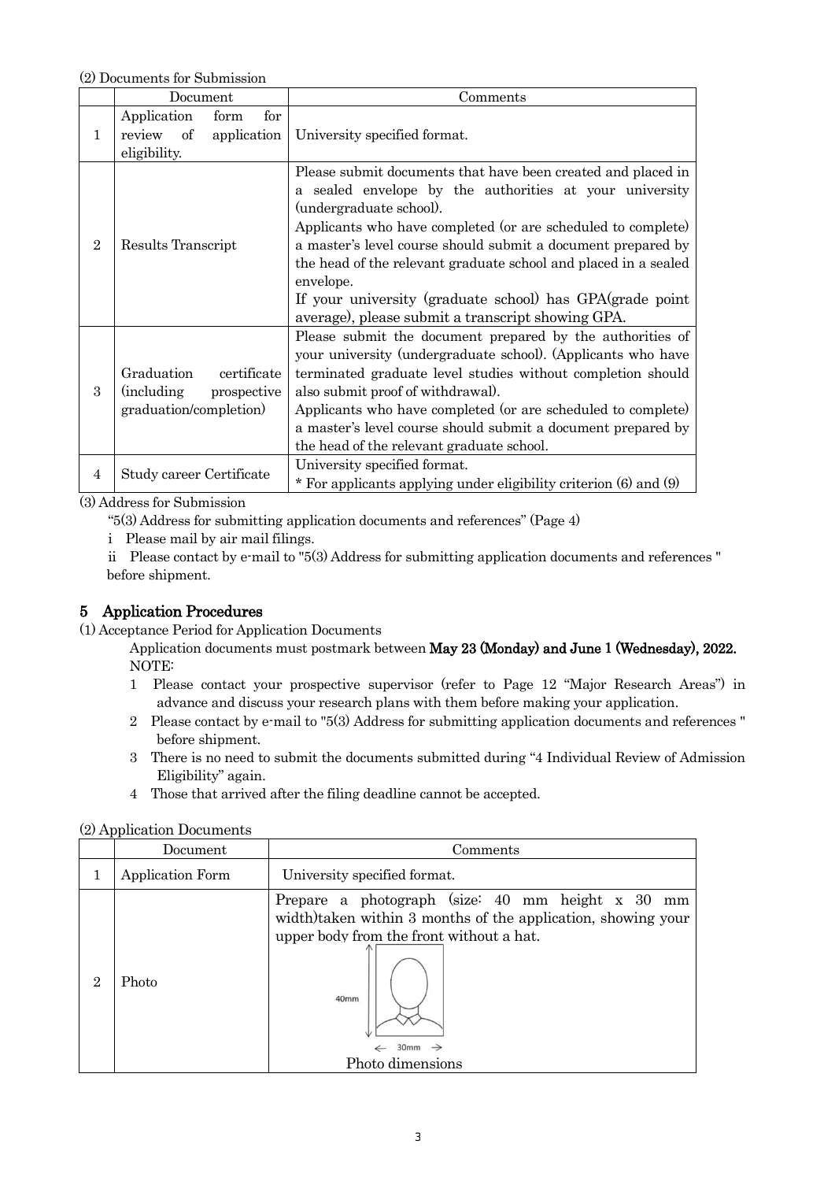(2) Documents for Submission

| | Document | Comments |
|---|---|---|
| 1 | Application form for review of application eligibility. | University specified format. |
| 2 | Results Transcript | Please submit documents that have been created and placed in a sealed envelope by the authorities at your university (undergraduate school).<br>Applicants who have completed (or are scheduled to complete) a master's level course should submit a document prepared by the head of the relevant graduate school and placed in a sealed envelope.<br>If your university (graduate school) has GPA(grade point average), please submit a transcript showing GPA. |
| 3 | Graduation certificate (including prospective graduation/completion) | Please submit the document prepared by the authorities of your university (undergraduate school). (Applicants who have terminated graduate level studies without completion should also submit proof of withdrawal).<br>Applicants who have completed (or are scheduled to complete) a master's level course should submit a document prepared by the head of the relevant graduate school. |
| 4 | Study career Certificate | University specified format.<br>* For applicants applying under eligibility criterion (6) and (9) |

(3) Address for Submission

"5(3) Address for submitting application documents and references" (Page 4)

i Please mail by air mail filings.

ii Please contact by e-mail to "5(3) Address for submitting application documents and references " before shipment.

## 5 Application Procedures

(1) Acceptance Period for Application Documents

Application documents must postmark between **May 23 (Monday) and June 1 (Wednesday), 2022.**

NOTE:

1. Please contact your prospective supervisor (refer to Page 12 "Major Research Areas") in advance and discuss your research plans with them before making your application.
2. Please contact by e-mail to "5(3) Address for submitting application documents and references " before shipment.
3. There is no need to submit the documents submitted during "4 Individual Review of Admission Eligibility" again.
4. Those that arrived after the filing deadline cannot be accepted.

(2) Application Documents

| | Document | Comments |
|---|---|---|
| 1 | Application Form | University specified format. |
| 2 | Photo | Prepare a photograph (size: 40 mm height x 30 mm width)taken within 3 months of the application, showing your upper body from the front without a hat.<br>40mm<br>30mm<br>Photo dimensions |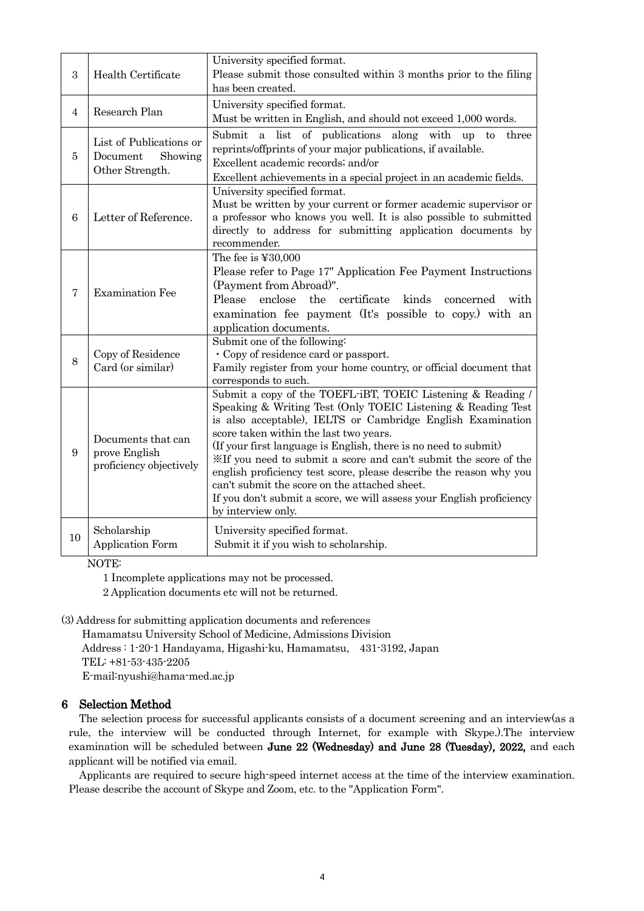| 3 | Health Certificate | University specified format.<br>Please submit those consulted within 3 months prior to the filing has been created. |
|---|---|---|
| 4 | Research Plan | University specified format.<br>Must be written in English, and should not exceed 1,000 words. |
| 5 | List of Publications or Document Showing Other Strength. | Submit a list of publications along with up to three reprints/offprints of your major publications, if available.<br>Excellent academic records; and/or<br>Excellent achievements in a special project in an academic fields. |
| 6 | Letter of Reference. | University specified format.<br>Must be written by your current or former academic supervisor or a professor who knows you well. It is also possible to submitted directly to address for submitting application documents by recommender. |
| 7 | Examination Fee | The fee is ¥30,000<br>Please refer to Page 17" Application Fee Payment Instructions (Payment from Abroad)".<br>Please enclose the certificate kinds concerned with examination fee payment (It's possible to copy.) with an application documents. |
| 8 | Copy of Residence Card (or similar) | Submit one of the following:<br>・Copy of residence card or passport.<br>Family register from your home country, or official document that corresponds to such. |
| 9 | Documents that can prove English proficiency objectively | Submit a copy of the TOEFL-iBT, TOEIC Listening & Reading / Speaking & Writing Test (Only TOEIC Listening & Reading Test is also acceptable), IELTS or Cambridge English Examination score taken within the last two years.<br>(If your first language is English, there is no need to submit)<br>※If you need to submit a score and can't submit the score of the english proficiency test score, please describe the reason why you can't submit the score on the attached sheet.<br>If you don't submit a score, we will assess your English proficiency by interview only. |
| 10 | Scholarship Application Form | University specified format.<br>Submit it if you wish to scholarship. |

NOTE:

1 Incomplete applications may not be processed.

2 Application documents etc will not be returned.

(3) Address for submitting application documents and references

Hamamatsu University School of Medicine, Admissions Division
Address : 1-20-1 Handayama, Higashi-ku, Hamamatsu,　431-3192, Japan
TEL: +81-53-435-2205
E-mail:nyushi@hama-med.ac.jp

## 6　Selection Method

The selection process for successful applicants consists of a document screening and an interview(as a rule, the interview will be conducted through Internet, for example with Skype.).The interview examination will be scheduled between **June 22 (Wednesday) and June 28 (Tuesday), 2022,** and each applicant will be notified via email.

Applicants are required to secure high-speed internet access at the time of the interview examination. Please describe the account of Skype and Zoom, etc. to the "Application Form".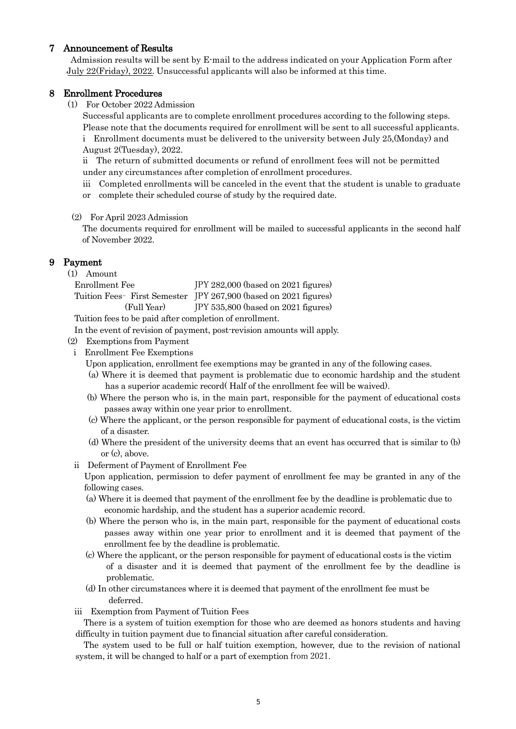## 7 Announcement of Results

Admission results will be sent by E-mail to the address indicated on your Application Form after July 22(Friday), 2022. Unsuccessful applicants will also be informed at this time.

## 8 Enrollment Procedures

(1) For October 2022 Admission

Successful applicants are to complete enrollment procedures according to the following steps. Please note that the documents required for enrollment will be sent to all successful applicants.

i Enrollment documents must be delivered to the university between July 25,(Monday) and August 2(Tuesday), 2022.

ii The return of submitted documents or refund of enrollment fees will not be permitted under any circumstances after completion of enrollment procedures.

iii Completed enrollments will be canceled in the event that the student is unable to graduate or complete their scheduled course of study by the required date.

(2) For April 2023 Admission

The documents required for enrollment will be mailed to successful applicants in the second half of November 2022.

## 9 Payment

(1) Amount

| | |
|---|---|
| Enrollment Fee | JPY 282,000 (based on 2021 figures) |
| Tuition Fees - First Semester | JPY 267,900 (based on 2021 figures) |
| (Full Year) | JPY 535,800 (based on 2021 figures) |

Tuition fees to be paid after completion of enrollment.

In the event of revision of payment, post-revision amounts will apply.

(2) Exemptions from Payment

i Enrollment Fee Exemptions

Upon application, enrollment fee exemptions may be granted in any of the following cases.

(a) Where it is deemed that payment is problematic due to economic hardship and the student has a superior academic record( Half of the enrollment fee will be waived).

(b) Where the person who is, in the main part, responsible for the payment of educational costs passes away within one year prior to enrollment.

(c) Where the applicant, or the person responsible for payment of educational costs, is the victim of a disaster.

(d) Where the president of the university deems that an event has occurred that is similar to (b) or (c), above.

ii Deferment of Payment of Enrollment Fee

Upon application, permission to defer payment of enrollment fee may be granted in any of the following cases.

(a) Where it is deemed that payment of the enrollment fee by the deadline is problematic due to economic hardship, and the student has a superior academic record.

(b) Where the person who is, in the main part, responsible for the payment of educational costs passes away within one year prior to enrollment and it is deemed that payment of the enrollment fee by the deadline is problematic.

(c) Where the applicant, or the person responsible for payment of educational costs is the victim of a disaster and it is deemed that payment of the enrollment fee by the deadline is problematic.

(d) In other circumstances where it is deemed that payment of the enrollment fee must be deferred.

iii Exemption from Payment of Tuition Fees

There is a system of tuition exemption for those who are deemed as honors students and having difficulty in tuition payment due to financial situation after careful consideration.

The system used to be full or half tuition exemption, however, due to the revision of national system, it will be changed to half or a part of exemption from 2021.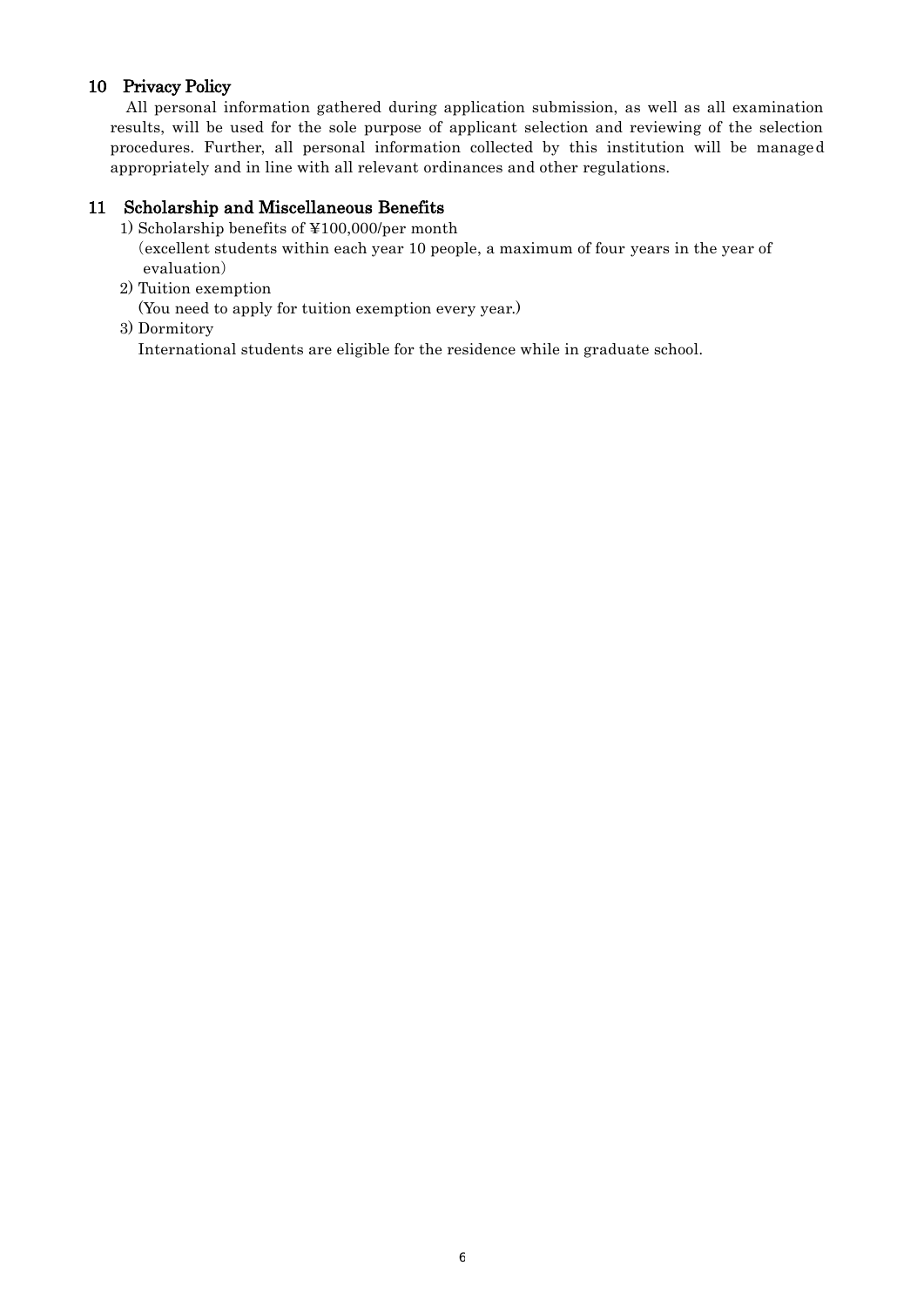## 10 Privacy Policy

All personal information gathered during application submission, as well as all examination results, will be used for the sole purpose of applicant selection and reviewing of the selection procedures. Further, all personal information collected by this institution will be managed appropriately and in line with all relevant ordinances and other regulations.

## 11 Scholarship and Miscellaneous Benefits

1) Scholarship benefits of ¥100,000/per month
（excellent students within each year 10 people, a maximum of four years in the year of evaluation）
2) Tuition exemption
(You need to apply for tuition exemption every year.)
3) Dormitory
International students are eligible for the residence while in graduate school.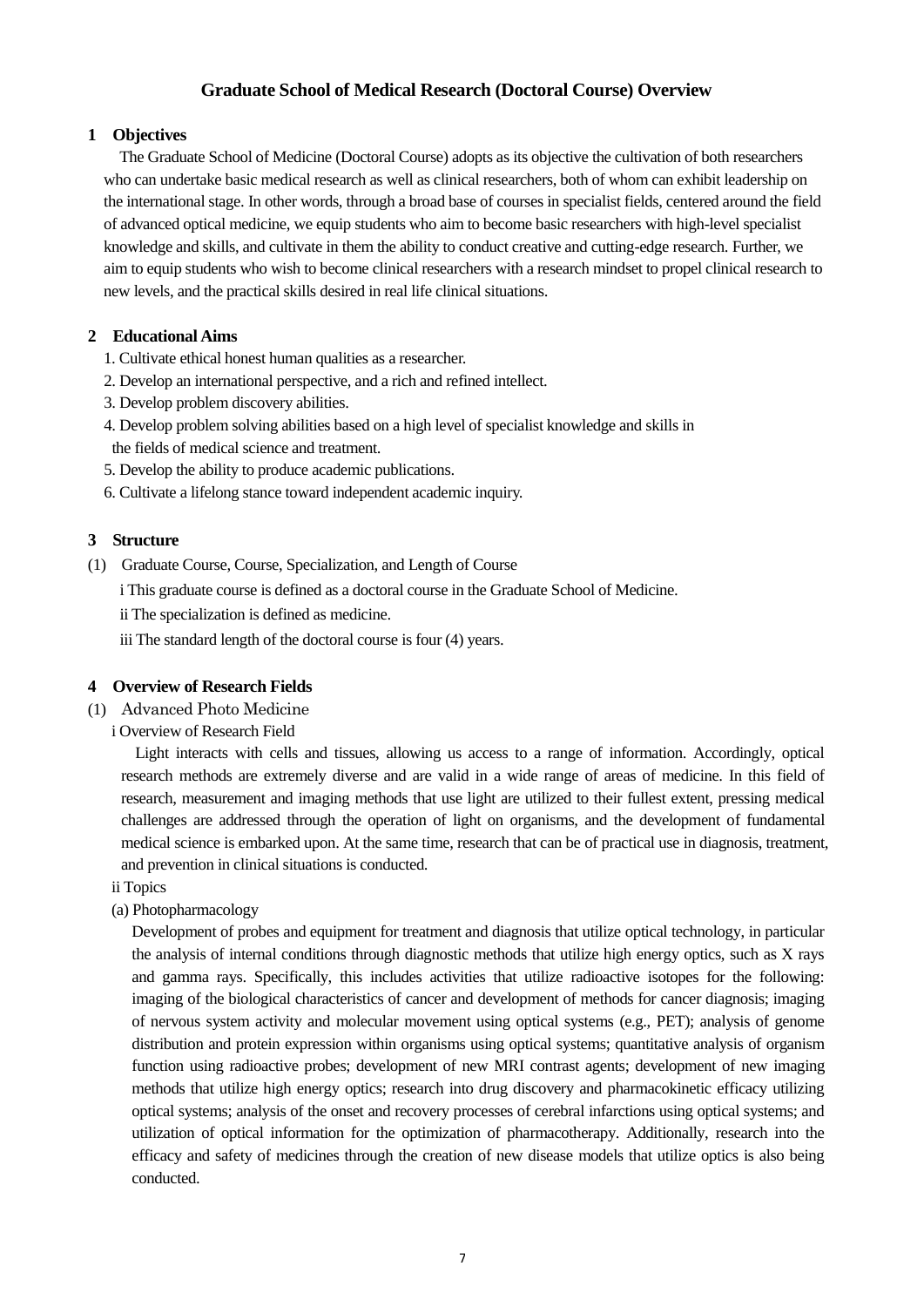# Graduate School of Medical Research (Doctoral Course) Overview

## 1 Objectives

The Graduate School of Medicine (Doctoral Course) adopts as its objective the cultivation of both researchers who can undertake basic medical research as well as clinical researchers, both of whom can exhibit leadership on the international stage. In other words, through a broad base of courses in specialist fields, centered around the field of advanced optical medicine, we equip students who aim to become basic researchers with high-level specialist knowledge and skills, and cultivate in them the ability to conduct creative and cutting-edge research. Further, we aim to equip students who wish to become clinical researchers with a research mindset to propel clinical research to new levels, and the practical skills desired in real life clinical situations.

## 2 Educational Aims

1. Cultivate ethical honest human qualities as a researcher.
2. Develop an international perspective, and a rich and refined intellect.
3. Develop problem discovery abilities.
4. Develop problem solving abilities based on a high level of specialist knowledge and skills in the fields of medical science and treatment.
5. Develop the ability to produce academic publications.
6. Cultivate a lifelong stance toward independent academic inquiry.

## 3 Structure

(1) Graduate Course, Course, Specialization, and Length of Course

i This graduate course is defined as a doctoral course in the Graduate School of Medicine.

ii The specialization is defined as medicine.

iii The standard length of the doctoral course is four (4) years.

## 4 Overview of Research Fields

(1) Advanced Photo Medicine

i Overview of Research Field

Light interacts with cells and tissues, allowing us access to a range of information. Accordingly, optical research methods are extremely diverse and are valid in a wide range of areas of medicine. In this field of research, measurement and imaging methods that use light are utilized to their fullest extent, pressing medical challenges are addressed through the operation of light on organisms, and the development of fundamental medical science is embarked upon. At the same time, research that can be of practical use in diagnosis, treatment, and prevention in clinical situations is conducted.

ii Topics

(a) Photopharmacology

Development of probes and equipment for treatment and diagnosis that utilize optical technology, in particular the analysis of internal conditions through diagnostic methods that utilize high energy optics, such as X rays and gamma rays. Specifically, this includes activities that utilize radioactive isotopes for the following: imaging of the biological characteristics of cancer and development of methods for cancer diagnosis; imaging of nervous system activity and molecular movement using optical systems (e.g., PET); analysis of genome distribution and protein expression within organisms using optical systems; quantitative analysis of organism function using radioactive probes; development of new MRI contrast agents; development of new imaging methods that utilize high energy optics; research into drug discovery and pharmacokinetic efficacy utilizing optical systems; analysis of the onset and recovery processes of cerebral infarctions using optical systems; and utilization of optical information for the optimization of pharmacotherapy. Additionally, research into the efficacy and safety of medicines through the creation of new disease models that utilize optics is also being conducted.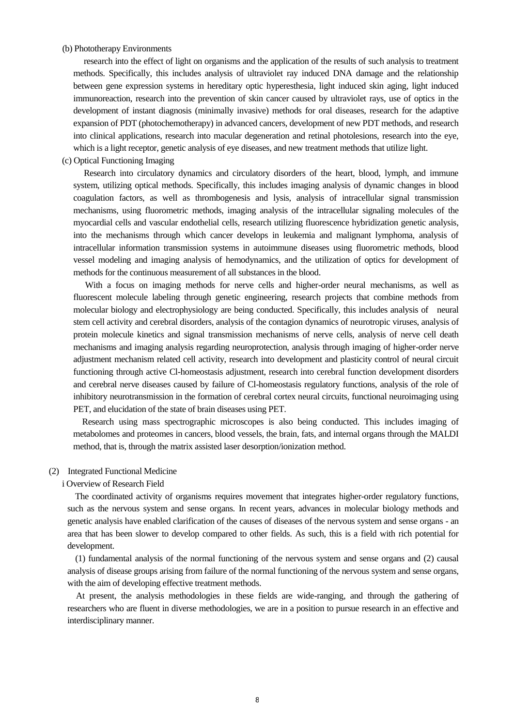(b) Phototherapy Environments

research into the effect of light on organisms and the application of the results of such analysis to treatment methods. Specifically, this includes analysis of ultraviolet ray induced DNA damage and the relationship between gene expression systems in hereditary optic hyperesthesia, light induced skin aging, light induced immunoreaction, research into the prevention of skin cancer caused by ultraviolet rays, use of optics in the development of instant diagnosis (minimally invasive) methods for oral diseases, research for the adaptive expansion of PDT (photochemotherapy) in advanced cancers, development of new PDT methods, and research into clinical applications, research into macular degeneration and retinal photolesions, research into the eye, which is a light receptor, genetic analysis of eye diseases, and new treatment methods that utilize light.

(c) Optical Functioning Imaging

Research into circulatory dynamics and circulatory disorders of the heart, blood, lymph, and immune system, utilizing optical methods. Specifically, this includes imaging analysis of dynamic changes in blood coagulation factors, as well as thrombogenesis and lysis, analysis of intracellular signal transmission mechanisms, using fluorometric methods, imaging analysis of the intracellular signaling molecules of the myocardial cells and vascular endothelial cells, research utilizing fluorescence hybridization genetic analysis, into the mechanisms through which cancer develops in leukemia and malignant lymphoma, analysis of intracellular information transmission systems in autoimmune diseases using fluorometric methods, blood vessel modeling and imaging analysis of hemodynamics, and the utilization of optics for development of methods for the continuous measurement of all substances in the blood.

With a focus on imaging methods for nerve cells and higher-order neural mechanisms, as well as fluorescent molecule labeling through genetic engineering, research projects that combine methods from molecular biology and electrophysiology are being conducted. Specifically, this includes analysis of neural stem cell activity and cerebral disorders, analysis of the contagion dynamics of neurotropic viruses, analysis of protein molecule kinetics and signal transmission mechanisms of nerve cells, analysis of nerve cell death mechanisms and imaging analysis regarding neuroprotection, analysis through imaging of higher-order nerve adjustment mechanism related cell activity, research into development and plasticity control of neural circuit functioning through active Cl-homeostasis adjustment, research into cerebral function development disorders and cerebral nerve diseases caused by failure of Cl-homeostasis regulatory functions, analysis of the role of inhibitory neurotransmission in the formation of cerebral cortex neural circuits, functional neuroimaging using PET, and elucidation of the state of brain diseases using PET.

Research using mass spectrographic microscopes is also being conducted. This includes imaging of metabolomes and proteomes in cancers, blood vessels, the brain, fats, and internal organs through the MALDI method, that is, through the matrix assisted laser desorption/ionization method.

(2) Integrated Functional Medicine

i Overview of Research Field

The coordinated activity of organisms requires movement that integrates higher-order regulatory functions, such as the nervous system and sense organs. In recent years, advances in molecular biology methods and genetic analysis have enabled clarification of the causes of diseases of the nervous system and sense organs - an area that has been slower to develop compared to other fields. As such, this is a field with rich potential for development.

(1) fundamental analysis of the normal functioning of the nervous system and sense organs and (2) causal analysis of disease groups arising from failure of the normal functioning of the nervous system and sense organs, with the aim of developing effective treatment methods.

At present, the analysis methodologies in these fields are wide-ranging, and through the gathering of researchers who are fluent in diverse methodologies, we are in a position to pursue research in an effective and interdisciplinary manner.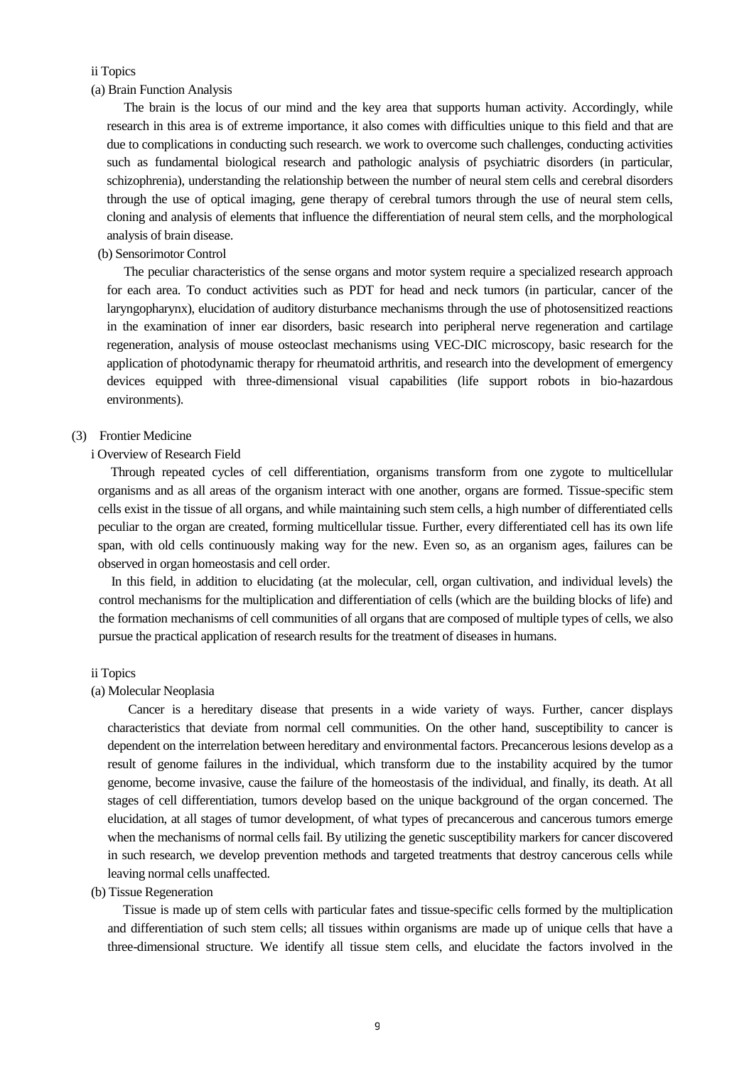ii Topics

(a) Brain Function Analysis

The brain is the locus of our mind and the key area that supports human activity. Accordingly, while research in this area is of extreme importance, it also comes with difficulties unique to this field and that are due to complications in conducting such research. we work to overcome such challenges, conducting activities such as fundamental biological research and pathologic analysis of psychiatric disorders (in particular, schizophrenia), understanding the relationship between the number of neural stem cells and cerebral disorders through the use of optical imaging, gene therapy of cerebral tumors through the use of neural stem cells, cloning and analysis of elements that influence the differentiation of neural stem cells, and the morphological analysis of brain disease.

(b) Sensorimotor Control

The peculiar characteristics of the sense organs and motor system require a specialized research approach for each area. To conduct activities such as PDT for head and neck tumors (in particular, cancer of the laryngopharynx), elucidation of auditory disturbance mechanisms through the use of photosensitized reactions in the examination of inner ear disorders, basic research into peripheral nerve regeneration and cartilage regeneration, analysis of mouse osteoclast mechanisms using VEC-DIC microscopy, basic research for the application of photodynamic therapy for rheumatoid arthritis, and research into the development of emergency devices equipped with three-dimensional visual capabilities (life support robots in bio-hazardous environments).

(3) Frontier Medicine

i Overview of Research Field

Through repeated cycles of cell differentiation, organisms transform from one zygote to multicellular organisms and as all areas of the organism interact with one another, organs are formed. Tissue-specific stem cells exist in the tissue of all organs, and while maintaining such stem cells, a high number of differentiated cells peculiar to the organ are created, forming multicellular tissue. Further, every differentiated cell has its own life span, with old cells continuously making way for the new. Even so, as an organism ages, failures can be observed in organ homeostasis and cell order.

In this field, in addition to elucidating (at the molecular, cell, organ cultivation, and individual levels) the control mechanisms for the multiplication and differentiation of cells (which are the building blocks of life) and the formation mechanisms of cell communities of all organs that are composed of multiple types of cells, we also pursue the practical application of research results for the treatment of diseases in humans.

ii Topics

(a) Molecular Neoplasia

Cancer is a hereditary disease that presents in a wide variety of ways. Further, cancer displays characteristics that deviate from normal cell communities. On the other hand, susceptibility to cancer is dependent on the interrelation between hereditary and environmental factors. Precancerous lesions develop as a result of genome failures in the individual, which transform due to the instability acquired by the tumor genome, become invasive, cause the failure of the homeostasis of the individual, and finally, its death. At all stages of cell differentiation, tumors develop based on the unique background of the organ concerned. The elucidation, at all stages of tumor development, of what types of precancerous and cancerous tumors emerge when the mechanisms of normal cells fail. By utilizing the genetic susceptibility markers for cancer discovered in such research, we develop prevention methods and targeted treatments that destroy cancerous cells while leaving normal cells unaffected.

(b) Tissue Regeneration

Tissue is made up of stem cells with particular fates and tissue-specific cells formed by the multiplication and differentiation of such stem cells; all tissues within organisms are made up of unique cells that have a three-dimensional structure. We identify all tissue stem cells, and elucidate the factors involved in the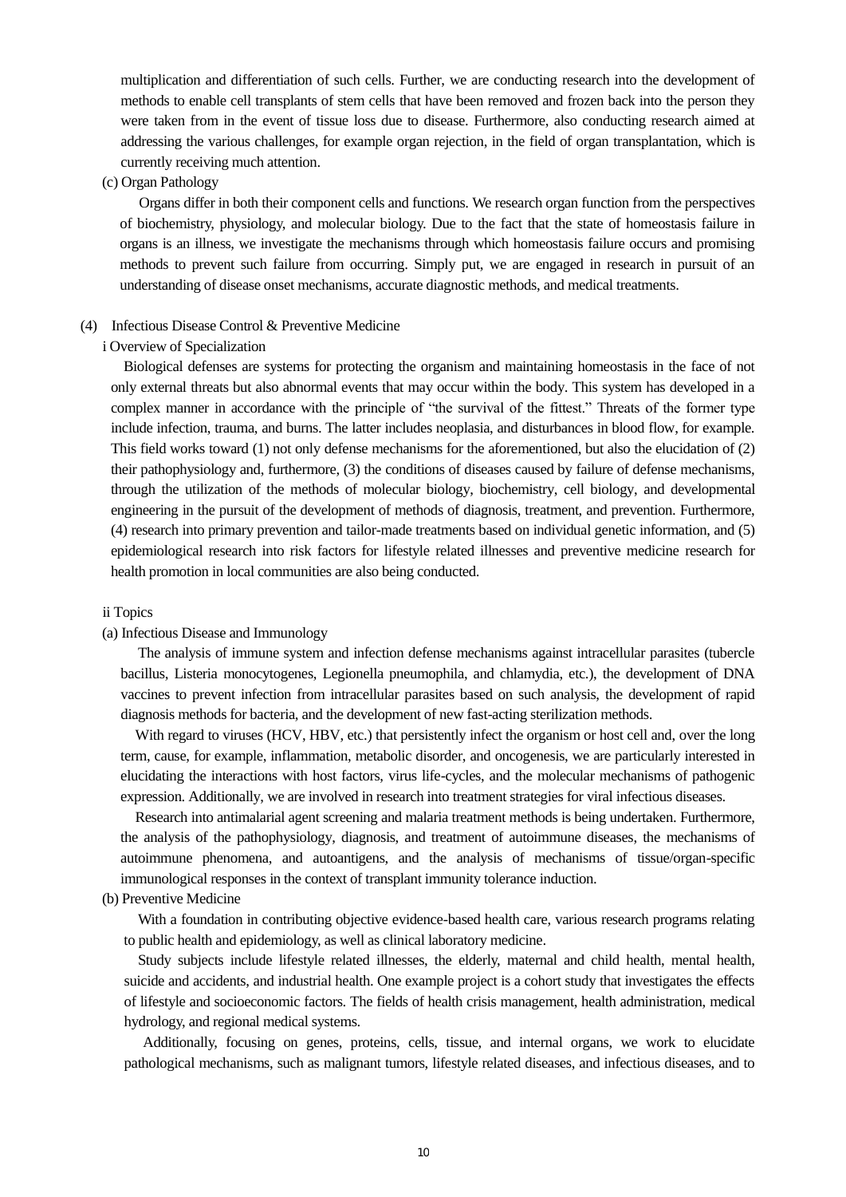multiplication and differentiation of such cells. Further, we are conducting research into the development of methods to enable cell transplants of stem cells that have been removed and frozen back into the person they were taken from in the event of tissue loss due to disease. Furthermore, also conducting research aimed at addressing the various challenges, for example organ rejection, in the field of organ transplantation, which is currently receiving much attention.

(c) Organ Pathology

Organs differ in both their component cells and functions. We research organ function from the perspectives of biochemistry, physiology, and molecular biology. Due to the fact that the state of homeostasis failure in organs is an illness, we investigate the mechanisms through which homeostasis failure occurs and promising methods to prevent such failure from occurring. Simply put, we are engaged in research in pursuit of an understanding of disease onset mechanisms, accurate diagnostic methods, and medical treatments.

(4) Infectious Disease Control & Preventive Medicine

i Overview of Specialization

Biological defenses are systems for protecting the organism and maintaining homeostasis in the face of not only external threats but also abnormal events that may occur within the body. This system has developed in a complex manner in accordance with the principle of "the survival of the fittest." Threats of the former type include infection, trauma, and burns. The latter includes neoplasia, and disturbances in blood flow, for example. This field works toward (1) not only defense mechanisms for the aforementioned, but also the elucidation of (2) their pathophysiology and, furthermore, (3) the conditions of diseases caused by failure of defense mechanisms, through the utilization of the methods of molecular biology, biochemistry, cell biology, and developmental engineering in the pursuit of the development of methods of diagnosis, treatment, and prevention. Furthermore, (4) research into primary prevention and tailor-made treatments based on individual genetic information, and (5) epidemiological research into risk factors for lifestyle related illnesses and preventive medicine research for health promotion in local communities are also being conducted.

ii Topics

(a) Infectious Disease and Immunology

The analysis of immune system and infection defense mechanisms against intracellular parasites (tubercle bacillus, Listeria monocytogenes, Legionella pneumophila, and chlamydia, etc.), the development of DNA vaccines to prevent infection from intracellular parasites based on such analysis, the development of rapid diagnosis methods for bacteria, and the development of new fast-acting sterilization methods.

With regard to viruses (HCV, HBV, etc.) that persistently infect the organism or host cell and, over the long term, cause, for example, inflammation, metabolic disorder, and oncogenesis, we are particularly interested in elucidating the interactions with host factors, virus life-cycles, and the molecular mechanisms of pathogenic expression. Additionally, we are involved in research into treatment strategies for viral infectious diseases.

Research into antimalarial agent screening and malaria treatment methods is being undertaken. Furthermore, the analysis of the pathophysiology, diagnosis, and treatment of autoimmune diseases, the mechanisms of autoimmune phenomena, and autoantigens, and the analysis of mechanisms of tissue/organ-specific immunological responses in the context of transplant immunity tolerance induction.

(b) Preventive Medicine

With a foundation in contributing objective evidence-based health care, various research programs relating to public health and epidemiology, as well as clinical laboratory medicine.

Study subjects include lifestyle related illnesses, the elderly, maternal and child health, mental health, suicide and accidents, and industrial health. One example project is a cohort study that investigates the effects of lifestyle and socioeconomic factors. The fields of health crisis management, health administration, medical hydrology, and regional medical systems.

Additionally, focusing on genes, proteins, cells, tissue, and internal organs, we work to elucidate pathological mechanisms, such as malignant tumors, lifestyle related diseases, and infectious diseases, and to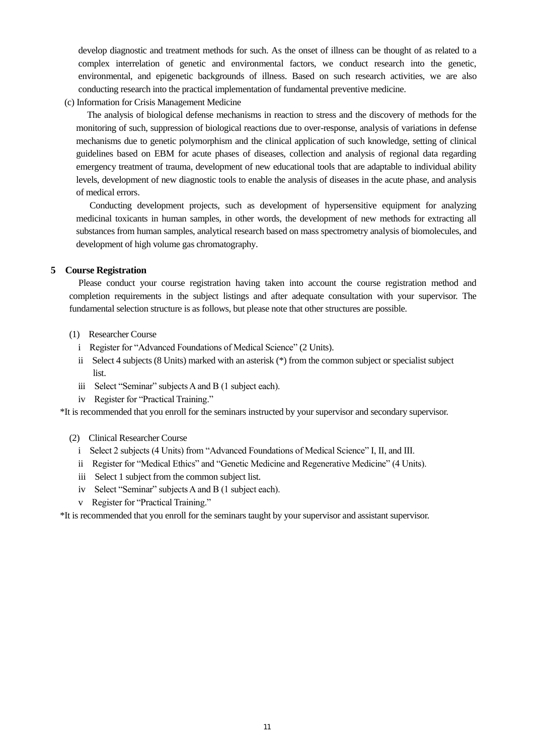develop diagnostic and treatment methods for such. As the onset of illness can be thought of as related to a complex interrelation of genetic and environmental factors, we conduct research into the genetic, environmental, and epigenetic backgrounds of illness. Based on such research activities, we are also conducting research into the practical implementation of fundamental preventive medicine.

(c) Information for Crisis Management Medicine

The analysis of biological defense mechanisms in reaction to stress and the discovery of methods for the monitoring of such, suppression of biological reactions due to over-response, analysis of variations in defense mechanisms due to genetic polymorphism and the clinical application of such knowledge, setting of clinical guidelines based on EBM for acute phases of diseases, collection and analysis of regional data regarding emergency treatment of trauma, development of new educational tools that are adaptable to individual ability levels, development of new diagnostic tools to enable the analysis of diseases in the acute phase, and analysis of medical errors.

Conducting development projects, such as development of hypersensitive equipment for analyzing medicinal toxicants in human samples, in other words, the development of new methods for extracting all substances from human samples, analytical research based on mass spectrometry analysis of biomolecules, and development of high volume gas chromatography.

## 5 Course Registration

Please conduct your course registration having taken into account the course registration method and completion requirements in the subject listings and after adequate consultation with your supervisor. The fundamental selection structure is as follows, but please note that other structures are possible.

(1) Researcher Course

- i Register for "Advanced Foundations of Medical Science" (2 Units).
- ii Select 4 subjects (8 Units) marked with an asterisk (*) from the common subject or specialist subject list.
- iii Select "Seminar" subjects A and B (1 subject each).
- iv Register for "Practical Training."

*It is recommended that you enroll for the seminars instructed by your supervisor and secondary supervisor.

(2) Clinical Researcher Course

- i Select 2 subjects (4 Units) from "Advanced Foundations of Medical Science" I, II, and III.
- ii Register for "Medical Ethics" and "Genetic Medicine and Regenerative Medicine" (4 Units).
- iii Select 1 subject from the common subject list.
- iv Select "Seminar" subjects A and B (1 subject each).
- v Register for "Practical Training."

*It is recommended that you enroll for the seminars taught by your supervisor and assistant supervisor.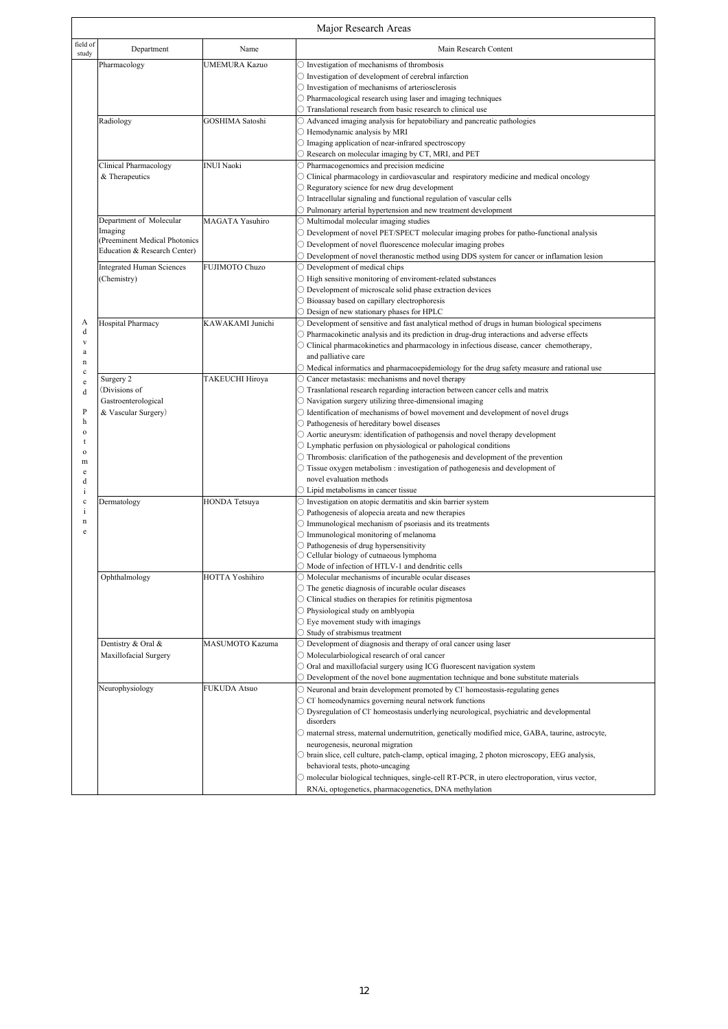# Major Research Areas

| field of study | Department | Name | Main Research Content |
|---|---|---|---|
| Advanced Photomedicine | Pharmacology | UMEMURA Kazuo | ○ Investigation of mechanisms of thrombosis<br>○ Investigation of development of cerebral infarction<br>○ Investigation of mechanisms of arteriosclerosis<br>○ Pharmacological research using laser and imaging techniques<br>○ Translational research from basic research to clinical use |
| | Radiology | GOSHIMA Satoshi | ○ Advanced imaging analysis for hepatobiliary and pancreatic pathologies<br>○ Hemodynamic analysis by MRI<br>○ Imaging application of near-infrared spectroscopy<br>○ Research on molecular imaging by CT, MRI, and PET |
| | Clinical Pharmacology & Therapeutics | INUI Naoki | ○ Pharmacogenomics and precision medicine<br>○ Clinical pharmacology in cardiovascular and respiratory medicine and medical oncology<br>○ Regulatory science for new drug development<br>○ Intracellular signaling and functional regulation of vascular cells<br>○ Pulmonary arterial hypertension and new treatment development |
| | Department of Molecular Imaging (Preeminent Medical Photonics Education & Research Center) | MAGATA Yasuhiro | ○ Multimodal molecular imaging studies<br>○ Development of novel PET/SPECT molecular imaging probes for patho-functional analysis<br>○ Development of novel fluorescence molecular imaging probes<br>○ Development of novel theranostic method using DDS system for cancer or inflamation lesion |
| | Integrated Human Sciences (Chemistry) | FUJIMOTO Chuzo | ○ Development of medical chips<br>○ High sensitive monitoring of enviroment-related substances<br>○ Development of microscale solid phase extraction devices<br>○ Bioassay based on capillary electrophoresis<br>○ Design of new stationary phases for HPLC |
| | Hospital Pharmacy | KAWAKAMI Junichi | ○ Development of sensitive and fast analytical method of drugs in human biological specimens<br>○ Pharmacokinetic analysis and its prediction in drug-drug interactions and adverse effects<br>○ Clinical pharmacokinetics and pharmacology in infectious disease, cancer chemotherapy, and palliative care<br>○ Medical informatics and pharmacoepidemiology for the drug safety measure and rational use |
| | Surgery 2 (Divisions of Gastroenterological & Vascular Surgery) | TAKEUCHI Hiroya | ○ Cancer metastasis: mechanisms and novel therapy<br>○ Trasnlational research regarding interaction between cancer cells and matrix<br>○ Navigation surgery utilizing three-dimensional imaging<br>○ Identification of mechanisms of bowel movement and development of novel drugs<br>○ Pathogenesis of hereditary bowel diseases<br>○ Aortic aneurysm: identification of pathogensis and novel therapy development<br>○ Lymphatic perfusion on physiological or pahological conditions<br>○ Thrombosis: clarification of the pathogenesis and development of the prevention<br>○ Tissue oxygen metabolism : investigation of pathogenesis and development of novel evaluation methods<br>○ Lipid metabolisms in cancer tissue |
| | Dermatology | HONDA Tetsuya | ○ Investigation on atopic dermatitis and skin barrier system<br>○ Pathogenesis of alopecia areata and new therapies<br>○ Immunological mechanism of psoriasis and its treatments<br>○ Immunological monitoring of melanoma<br>○ Pathogenesis of drug hypersensitivity<br>○ Cellular biology of cutnaeous lymphoma<br>○ Mode of infection of HTLV-1 and dendritic cells |
| | Ophthalmology | HOTTA Yoshihiro | ○ Molecular mechanisms of incurable ocular diseases<br>○ The genetic diagnosis of incurable ocular diseases<br>○ Clinical studies on therapies for retinitis pigmentosa<br>○ Physiological study on amblyopia<br>○ Eye movement study with imagings<br>○ Study of strabismus treatment |
| | Dentistry & Oral & Maxillofacial Surgery | MASUMOTO Kazuma | ○ Development of diagnosis and therapy of oral cancer using laser<br>○ Molecularbiological research of oral cancer<br>○ Oral and maxillofacial surgery using ICG fluorescent navigation system<br>○ Development of the novel bone augmentation technique and bone substitute materials |
| | Neurophysiology | FUKUDA Atsuo | ○ Neuronal and brain development promoted by $Cl^-$ homeostasis-regulating genes<br>○ $Cl^-$ homeodynamics governing neural network functions<br>○ Dysregulation of $Cl^-$ homeostasis underlying neurological, psychiatric and developmental disorders<br>○ maternal stress, maternal undernutrition, genetically modified mice, GABA, taurine, astrocyte, neurogenesis, neuronal migration<br>○ brain slice, cell culture, patch-clamp, optical imaging, 2 photon microscopy, EEG analysis, behavioral tests, photo-uncaging<br>○ molecular biological techniques, single-cell RT-PCR, in utero electroporation, virus vector, RNAi, optogenetics, pharmacogenetics, DNA methylation |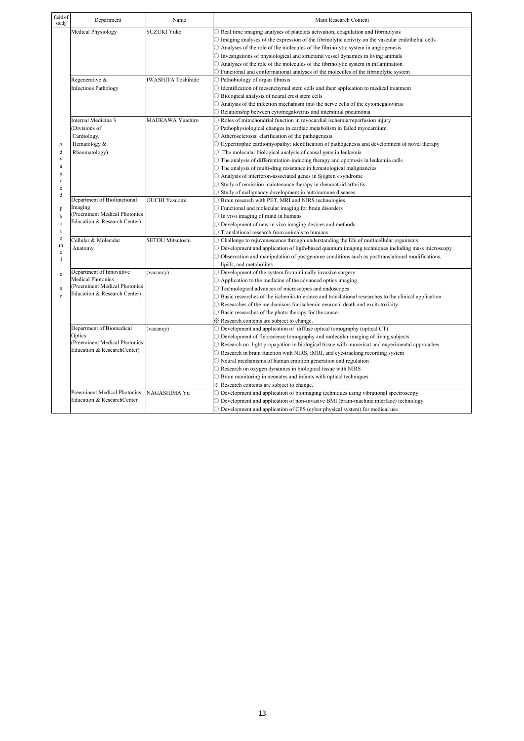| field of study | Department | Name | Main Research Content |
|---|---|---|---|
| Advanced Photomedicine | Medical Physiology | SUZUKI Yuko | ○ Real time imaging analyses of platelets activation, coagulation and fibrinolysis<br>○ Imaging analyses of the expression of the fibrinolytic activity on the vascular endothelial cells<br>○ Analyses of the role of the molecules of the fibrinolytic system in angiogenesis<br>○ Investigations of physiological and structural vessel dynamics in living animals<br>○ Analyses of the role of the molecules of the fibrinolytic system in inflammation<br>○ Functional and conformational analyses of the molecules of the fibrinolytic system |
| | Regenerative & Infectious Pathology | IWASHITA Toshihide | ○ Pathobiology of organ fibrosis<br>○ Identification of mesenchymal stem cells and their application to medical treatment<br>○ Biological analysis of neural crest stem cells<br>○ Analysis of the infection mechanism into the nerve cells of the cytomegalovirus<br>○ Relationship between cytomegalovirus and interstitial pneumonia |
| | Internal Medicine 3 (Divisions of Cardiology, Hematology & Rheumatology) | MAEKAWA Yuichiro | ○ Roles of mitochondrial function in myocardial ischemia/reperfusion injury<br>○ Pathophysiological changes in cardiac metabolism in failed myocardium<br>○ Atherosclerosis: clarification of the pathogenesis<br>○ Hypertrophic cardiomyopathy: identification of pathogenesis and development of novel therapy<br>○ The molecular biological analysis of causal gene in leukemia<br>○ The analysis of differentiation-inducing therapy and apoptosis in leukemia cells<br>○ The analysis of multi-drug resistance in hematological malignancies<br>○ Analysis of interferon-associated genes in Sjogren's syndrome<br>○ Study of remission maintenance therapy in rheumatoid arthritis<br>○ Study of malignancy development in autoimmune diseases |
| | Department of Biofunctional Imaging (Preeminent Medical Photonics Education & Research Center) | OUCHI Yasuomi | ○ Brain research with PET, MRI and NIRS technologies<br>○ Functional and molecular imaging for brain disorders<br>○ In vivo imaging of mind in humans<br>○ Development of new in vivo imaging devices and methods<br>○ Translational research from animals to humans |
| | Cellular & Molecular Anatomy | SETOU Mitsutoshi | ○ Challenge to rejuvenescence through understanding the life of multicellular organisms<br>○ Development and application of ligth-based quantum imaging techniques including mass microscopy<br>○ Observation and manipulation of postgenome conditions such as posttranslational modifications, lipids, and metobolites |
| | Department of Innovative Medical Photonics (Preeminent Medical Photonics Education & Research Center) | (vacancy) | ○ Development of the system for minimally invasive surgery<br>○ Application to the medicine of the advanced optics imaging<br>○ Technological advances of microscopes and endoscopes<br>○ Basic researches of the ischemia-tolerance and translational researches to the clinical application<br>○ Researches of the mechanisms for ischemic neuronal death and excitotoxicity<br>○ Basic researches of the photo-therapy for the cancer<br>※ Research contents are subject to change. |
| | Department of Biomedical Optics (Preeminent Medical Photonics Education & ResearchCenter) | (vacancy) | ○ Development and application of diffuse optical tomography (optical CT)<br>○ Development of fluorecence tomography and molecular imaging of living subjects<br>○ Research on light propagation in biological tissue with numerical and experimental approaches<br>○ Research in brain function with NIRS, fMRI, and eye-tracking recording system<br>○ Neural mechanisms of human emotion generation and regulation<br>○ Research on oxygen dynamics in biological tissue with NIRS<br>○ Brain monitoring in neonates and infants with optical techniques<br>※ Research contents are subject to change. |
| | Preeminent Medical Photonics Education & ResearchCenter | NAGASHIMA Yu | ○ Development and application of bioimaging techniques using vibrational spectroscopy<br>○ Development and application of non-invasive BMI (brain-machine interface) technology<br>○ Development and application of CPS (cyber physical system) for medical use |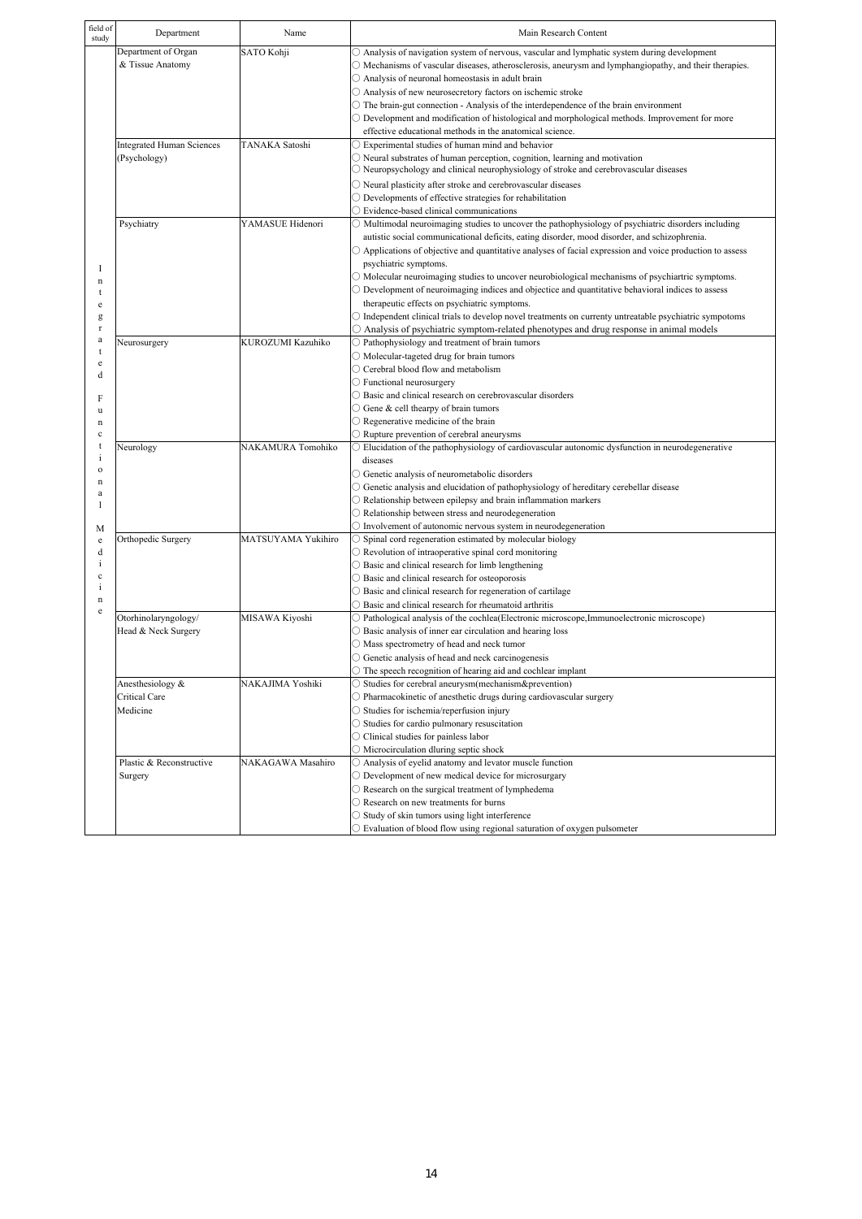| field of study | Department | Name | Main Research Content |
|---|---|---|---|
| Integrated Functional Medicine | Department of Organ & Tissue Anatomy | SATO Kohji | ○ Analysis of navigation system of nervous, vascular and lymphatic system during development<br>○ Mechanisms of vascular diseases, atherosclerosis, aneurysm and lymphangiopathy, and their therapies.<br>○ Analysis of neuronal homeostasis in adult brain<br>○ Analysis of new neurosecretory factors on ischemic stroke<br>○ The brain-gut connection - Analysis of the interdependence of the brain environment<br>○ Development and modification of histological and morphological methods. Improvement for more effective educational methods in the anatomical science. |
| | Integrated Human Sciences (Psychology) | TANAKA Satoshi | ○ Experimental studies of human mind and behavior<br>○ Neural substrates of human perception, cognition, learning and motivation<br>○ Neuropsychology and clinical neurophysiology of stroke and cerebrovascular diseases<br>○ Neural plasticity after stroke and cerebrovascular diseases<br>○ Developments of effective strategies for rehabilitation<br>○ Evidence-based clinical communications |
| | Psychiatry | YAMASUE Hidenori | ○ Multimodal neuroimaging studies to uncover the pathophysiology of psychiatric disorders including autistic social communicational deficits, eating disorder, mood disorder, and schizophrenia.<br>○ Applications of objective and quantitative analyses of facial expression and voice production to assess psychiatric symptoms.<br>○ Molecular neuroimaging studies to uncover neurobiological mechanisms of psychiartric symptoms.<br>○ Development of neuroimaging indices and objectice and quantitative behavioral indices to assess therapeutic effects on psychiatric symptoms.<br>○ Independent clinical trials to develop novel treatments on currenty untreatable psychiatric sympotoms<br>○ Analysis of psychiatric symptom-related phenotypes and drug response in animal models |
| | Neurosurgery | KUROZUMI Kazuhiko | ○ Pathophysiology and treatment of brain tumors<br>○ Molecular-tageted drug for brain tumors<br>○ Cerebral blood flow and metabolism<br>○ Functional neurosurgery<br>○ Basic and clinical research on cerebrovascular disorders<br>○ Gene & cell thearpy of brain tumors<br>○ Regenerative medicine of the brain<br>○ Rupture prevention of cerebral aneurysms |
| | Neurology | NAKAMURA Tomohiko | ○ Elucidation of the pathophysiology of cardiovascular autonomic dysfunction in neurodegenerative diseases<br>○ Genetic analysis of neurometabolic disorders<br>○ Genetic analysis and elucidation of pathophysiology of hereditary cerebellar disease<br>○ Relationship between epilepsy and brain inflammation markers<br>○ Relationship between stress and neurodegeneration<br>○ Involvement of autonomic nervous system in neurodegeneration |
| | Orthopedic Surgery | MATSUYAMA Yukihiro | ○ Spinal cord regeneration estimated by molecular biology<br>○ Revolution of intraoperative spinal cord monitoring<br>○ Basic and clinical research for limb lengthening<br>○ Basic and clinical research for osteoporosis<br>○ Basic and clinical research for regeneration of cartilage<br>○ Basic and clinical research for rheumatoid arthritis |
| | Otorhinolaryngology/ Head & Neck Surgery | MISAWA Kiyoshi | ○ Pathological analysis of the cochlea(Electronic microscope,Immunoelectronic microscope)<br>○ Basic analysis of inner ear circulation and hearing loss<br>○ Mass spectrometry of head and neck tumor<br>○ Genetic analysis of head and neck carcinogenesis<br>○ The speech recognition of hearing aid and cochlear implant |
| | Anesthesiology & Critical Care Medicine | NAKAJIMA Yoshiki | ○ Studies for cerebral aneurysm(mechanism&prevention)<br>○ Pharmacokinetic of anesthetic drugs during cardiovascular surgery<br>○ Studies for ischemia/reperfusion injury<br>○ Studies for cardio pulmonary resuscitation<br>○ Clinical studies for painless labor<br>○ Microcirculation dluring septic shock |
| | Plastic & Reconstructive Surgery | NAKAGAWA Masahiro | ○ Analysis of eyelid anatomy and levator muscle function<br>○ Development of new medical device for microsurgary<br>○ Research on the surgical treatment of lymphedema<br>○ Research on new treatments for burns<br>○ Study of skin tumors using light interference<br>○ Evaluation of blood flow using regional saturation of oxygen pulsometer |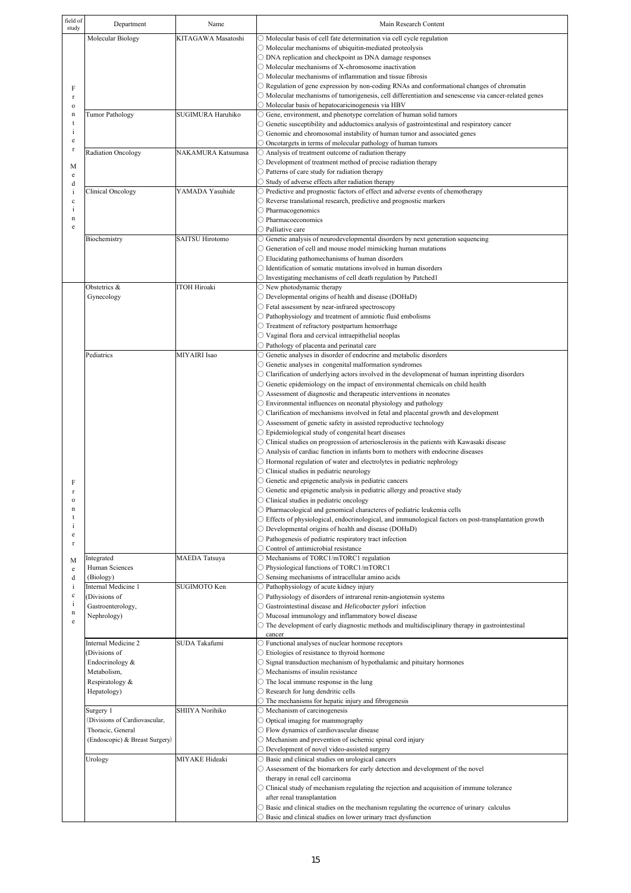| field of study | Department | Name | Main Research Content |
|---|---|---|---|
| Frontier Medicine | Molecular Biology | KITAGAWA Masatoshi | ○ Molecular basis of cell fate determination via cell cycle regulation<br>○ Molecular mechanisms of ubiquitin-mediated proteolysis<br>○ DNA replication and checkpoint as DNA damage responses<br>○ Molecular mechanisms of X-chromosome inactivation<br>○ Molecular mechanisms of inflammation and tissue fibrosis<br>○ Regulation of gene expression by non-coding RNAs and conformational changes of chromatin<br>○ Molecular mechanisms of tumorigenesis, cell differentiation and senescense via cancer-related genes<br>○ Molecular basis of hepatocaricinogenesis via HBV |
| | Tumor Pathology | SUGIMURA Haruhiko | ○ Gene, environment, and phenotype correlation of human solid tumors<br>○ Genetic susceptibility and adductomics analysis of gastrointestinal and respiratory cancer<br>○ Genomic and chromosomal instability of human tumor and associated genes<br>○ Oncotargets in terms of molecular pathology of human tumors |
| | Radiation Oncology | NAKAMURA Katsumasa | ○ Analysis of treatment outcome of radiation therapy<br>○ Development of treatment method of precise radiation therapy<br>○ Patterns of care study for radiation therapy<br>○ Study of adverse effects after radiation therapy |
| | Clinical Oncology | YAMADA Yasuhide | ○ Predictive and prognostic factors of effect and adverse events of chemotherapy<br>○ Reverse translational research, predictive and prognostic markers<br>○ Pharmacogenomics<br>○ Pharmacoeconomics<br>○ Palliative care |
| | Biochemistry | SAITSU Hirotomo | ○ Genetic analysis of neurodevelopmental disorders by next generation sequencing<br>○ Generation of cell and mouse model mimicking human mutations<br>○ Elucidating pathomechanisms of human disorders<br>○ Identification of somatic mutations involved in human disorders<br>○ Investigating mechanisms of cell death regulation by Patched1 |
| Frontier Medicine | Obstetrics & Gynecology | ITOH Hiroaki | ○ New photodynamic therapy<br>○ Developmental origins of health and disease (DOHaD)<br>○ Fetal assessment by near-infrared spectroscopy<br>○ Pathophysiology and treatment of amniotic fluid embolisms<br>○ Treatment of refractory postpartum hemorrhage<br>○ Vaginal flora and cervical intraepithelial neoplas<br>○ Pathology of placenta and perinatal care |
| | Pediatrics | MIYAIRI Isao | ○ Genetic analyses in disorder of endocrine and metabolic disorders<br>○ Genetic analyses in congenital malformation syndromes<br>○ Clarification of underlying actors involved in the developmenat of human inprinting disorders<br>○ Genetic epidemiology on the impact of environmental chemicals on child health<br>○ Assessment of diagnostic and therapeutic interventions in neonates<br>○ Environmental influences on neonatal physiology and pathology<br>○ Clarification of mechanisms involved in fetal and placental growth and development<br>○ Assessment of genetic safety in assisted reproductive technology<br>○ Epidemiological study of congenital heart diseases<br>○ Clinical studies on progression of arteriosclerosis in the patients with Kawasaki disease<br>○ Analysis of cardiac function in infants born to mothers with endocrine diseases<br>○ Hormonal regulation of water and electrolytes in pediatric nephrology<br>○ Clinical studies in pediatric neurology<br>○ Genetic and epigenetic analysis in pediatric cancers<br>○ Genetic and epigenetic analysis in pediatric allergy and proactive study<br>○ Clinical studies in pediatric oncology<br>○ Pharmacological and genomical characteres of pediatric leukemia cells<br>○ Effects of physiological, endocrinological, and immunological factors on post-transplantation growth<br>○ Developmental origins of health and disease (DOHaD)<br>○ Pathogenesis of pediatric respiratory tract infection<br>○ Control of antimicrobial resistance |
| | Integrated Human Sciences (Biology) | MAEDA Tatsuya | ○ Mechanisms of TORC1/mTORC1 regulation<br>○ Physiological functions of TORC1/mTORC1<br>○ Sensing mechanisms of intracellular amino acids |
| | Internal Medicine 1 (Divisions of Gastroenterology, Nephrology) | SUGIMOTO Ken | ○ Pathophysiology of acute kidney injury<br>○ Pathysiology of disorders of intrarenal renin-angiotensin systems<br>○ Gastrointestinal disease and *Helicobacter pylori* infection<br>○ Mucosal immunology and inflammatory bowel disease<br>○ The development of early diagnostic methods and multidisciplinary therapy in gastrointestinal cancer |
| | Internal Medicine 2 (Divisions of Endocrinology & Metabolism, Respiratology & Hepatology) | SUDA Takafumi | ○ Functional analyses of nuclear hormone receptors<br>○ Etiologies of resistance to thyroid hormone<br>○ Signal transduction mechanism of hypothalamic and pituitary hormones<br>○ Mechanisms of insulin resistance<br>○ The local immune response in the lung<br>○ Research for lung dendritic cells<br>○ The mechanisms for hepatic injury and fibrogenesis |
| | Surgery 1 (Divisions of Cardiovascular, Thoracic, General (Endoscopic) & Breast Surgery) | SHIIYA Norihiko | ○ Mechanism of carcinogenesis<br>○ Optical imaging for mammography<br>○ Flow dynamics of cardiovascular disease<br>○ Mechanism and prevention of ischemic spinal cord injury<br>○ Development of novel video-assisted surgery |
| | Urology | MIYAKE Hideaki | ○ Basic and clinical studies on urological cancers<br>○ Assessment of the biomarkers for early detection and development of the novel therapy in renal cell carcinoma<br>○ Clinical study of mechanism regulating the rejection and acquisition of immune tolerance after renal transplantation<br>○ Basic and clinical studies on the mechanism regulating the ocurrence of urinary calculus<br>○ Basic and clinical studies on lower urinary tract dysfunction |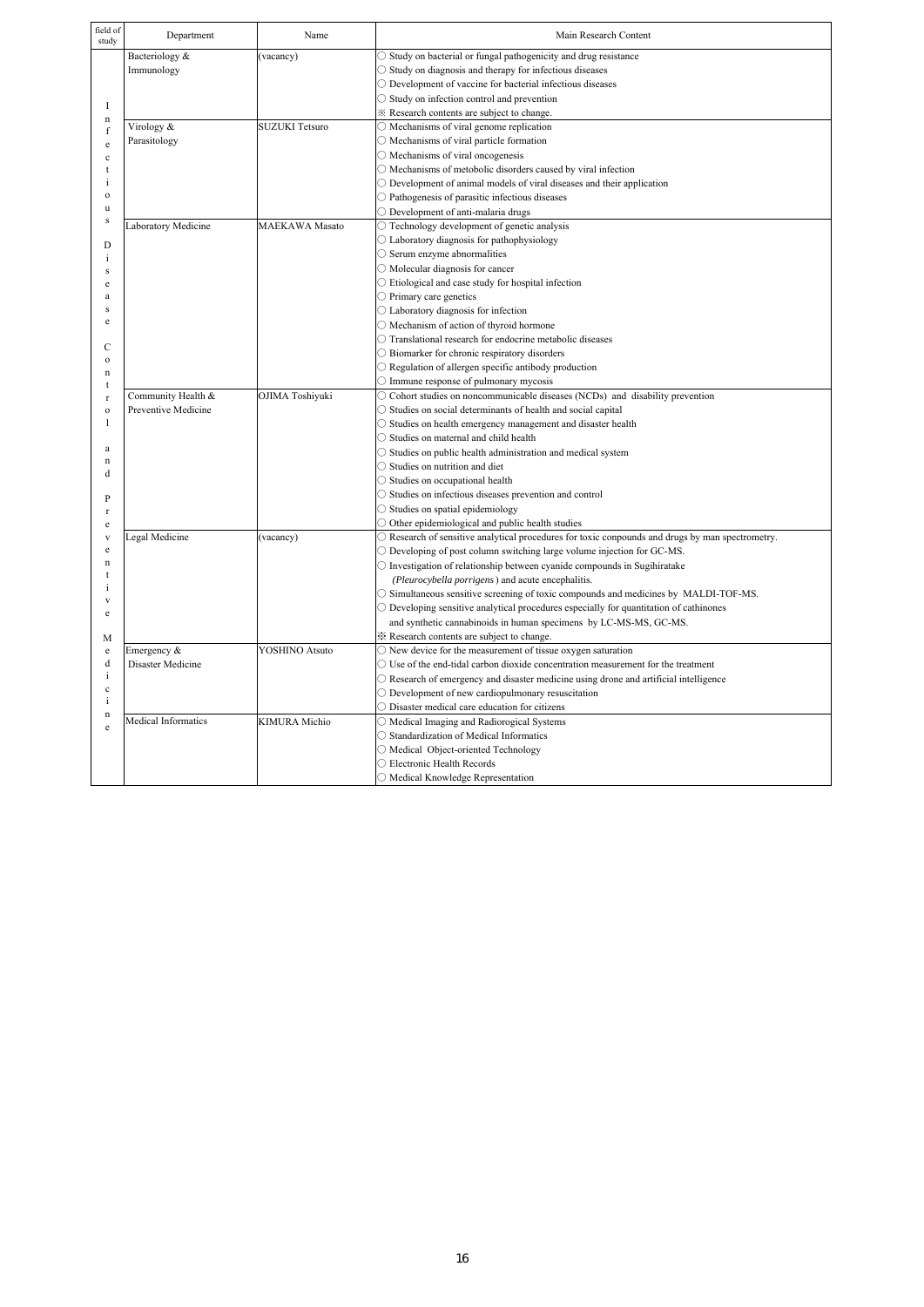| field of study | Department | Name | Main Research Content |
|---|---|---|---|
| Infectious Disease Control and Preventive Medicine | Bacteriology & Immunology | (vacancy) | ○ Study on bacterial or fungal pathogenicity and drug resistance<br>○ Study on diagnosis and therapy for infectious diseases<br>○ Development of vaccine for bacterial infectious diseases<br>○ Study on infection control and prevention<br>※ Research contents are subject to change. |
| | Virology & Parasitology | SUZUKI Tetsuro | ○ Mechanisms of viral genome replication<br>○ Mechanisms of viral particle formation<br>○ Mechanisms of viral oncogenesis<br>○ Mechanisms of metobolic disorders caused by viral infection<br>○ Development of animal models of viral diseases and their application<br>○ Pathogenesis of parasitic infectious diseases<br>○ Development of anti-malaria drugs |
| | Laboratory Medicine | MAEKAWA Masato | ○ Technology development of genetic analysis<br>○ Laboratory diagnosis for pathophysiology<br>○ Serum enzyme abnormalities<br>○ Molecular diagnosis for cancer<br>○ Etiological and case study for hospital infection<br>○ Primary care genetics<br>○ Laboratory diagnosis for infection<br>○ Mechanism of action of thyroid hormone<br>○ Translational research for endocrine metabolic diseases<br>○ Biomarker for chronic respiratory disorders<br>○ Regulation of allergen specific antibody production<br>○ Immune response of pulmonary mycosis |
| | Community Health & Preventive Medicine | OJIMA Toshiyuki | ○ Cohort studies on noncommunicable diseases (NCDs) and disability prevention<br>○ Studies on social determinants of health and social capital<br>○ Studies on health emergency management and disaster health<br>○ Studies on maternal and child health<br>○ Studies on public health administration and medical system<br>○ Studies on nutrition and diet<br>○ Studies on occupational health<br>○ Studies on infectious diseases prevention and control<br>○ Studies on spatial epidemiology<br>○ Other epidemiological and public health studies |
| | Legal Medicine | (vacancy) | ○ Research of sensitive analytical procedures for toxic conpounds and drugs by man spectrometry.<br>○ Developing of post column switching large volume injection for GC-MS.<br>○ Investigation of relationship between cyanide compounds in Sugihiratake *(Pleurocybella porrigens)* and acute encephalitis.<br>○ Simultaneous sensitive screening of toxic compounds and medicines by MALDI-TOF-MS.<br>○ Developing sensitive analytical procedures especially for quantitation of cathinones and synthetic cannabinoids in human specimens by LC-MS-MS, GC-MS.<br>※ Research contents are subject to change. |
| | Emergency & Disaster Medicine | YOSHINO Atsuto | ○ New device for the measurement of tissue oxygen saturation<br>○ Use of the end-tidal carbon dioxide concentration measurement for the treatment<br>○ Research of emergency and disaster medicine using drone and artificial intelligence<br>○ Development of new cardiopulmonary resuscitation<br>○ Disaster medical care education for citizens |
| | Medical Informatics | KIMURA Michio | ○ Medical Imaging and Radiorogical Systems<br>○ Standardization of Medical Informatics<br>○ Medical Object-oriented Technology<br>○ Electronic Health Records<br>○ Medical Knowledge Representation |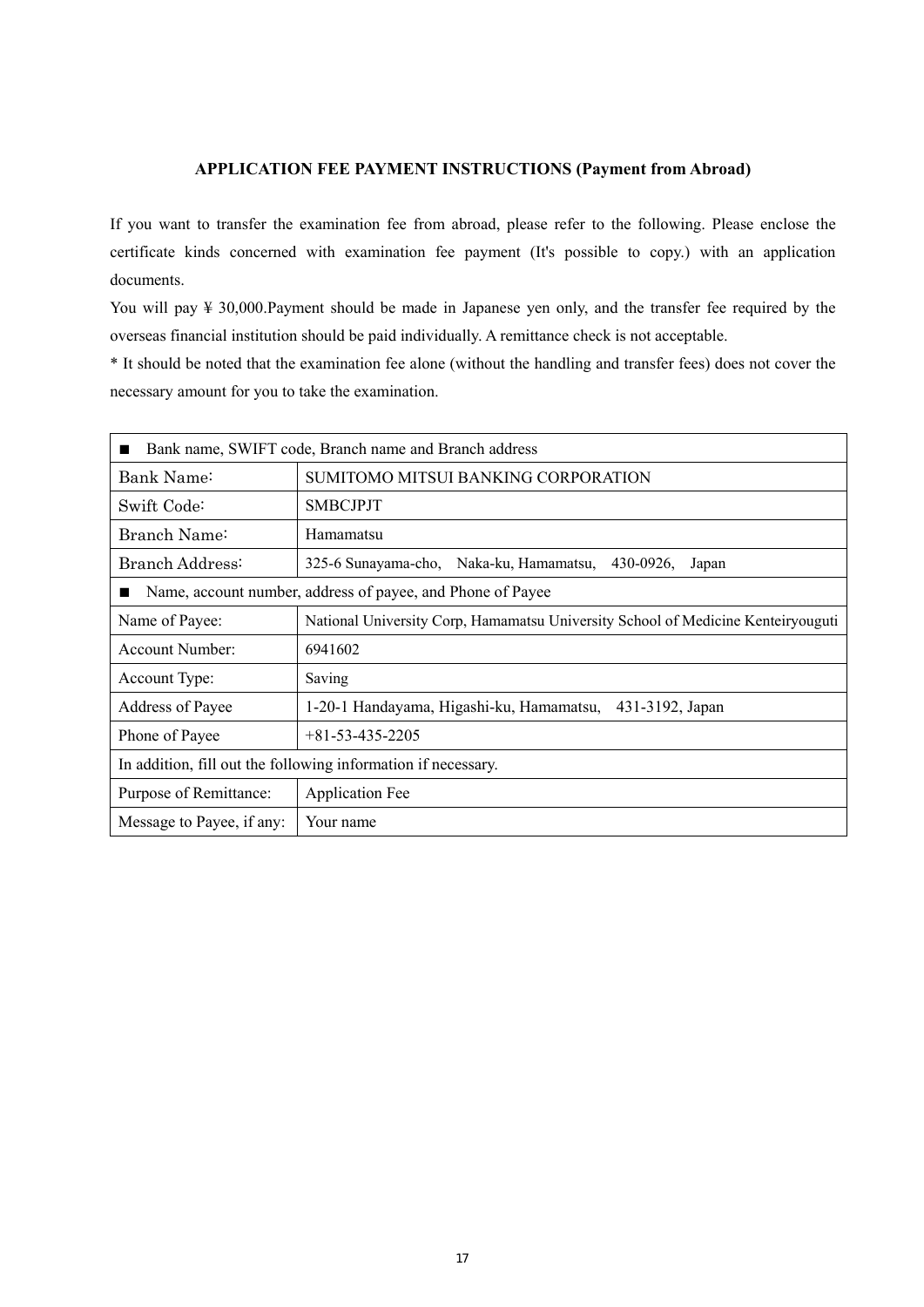**APPLICATION FEE PAYMENT INSTRUCTIONS (Payment from Abroad)**

If you want to transfer the examination fee from abroad, please refer to the following. Please enclose the certificate kinds concerned with examination fee payment (It's possible to copy.) with an application documents.

You will pay ¥ 30,000.Payment should be made in Japanese yen only, and the transfer fee required by the overseas financial institution should be paid individually. A remittance check is not acceptable.

* It should be noted that the examination fee alone (without the handling and transfer fees) does not cover the necessary amount for you to take the examination.

| | |
|---|---|
| ■ Bank name, SWIFT code, Branch name and Branch address | |
| Bank Name: | SUMITOMO MITSUI BANKING CORPORATION |
| Swift Code: | SMBCJPJT |
| Branch Name: | Hamamatsu |
| Branch Address: | 325-6 Sunayama-cho, Naka-ku, Hamamatsu, 430-0926, Japan |
| ■ Name, account number, address of payee, and Phone of Payee | |
| Name of Payee: | National University Corp, Hamamatsu University School of Medicine Kenteiryouguti |
| Account Number: | 6941602 |
| Account Type: | Saving |
| Address of Payee | 1-20-1 Handayama, Higashi-ku, Hamamatsu, 431-3192, Japan |
| Phone of Payee | +81-53-435-2205 |
| In addition, fill out the following information if necessary. | |
| Purpose of Remittance: | Application Fee |
| Message to Payee, if any: | Your name |